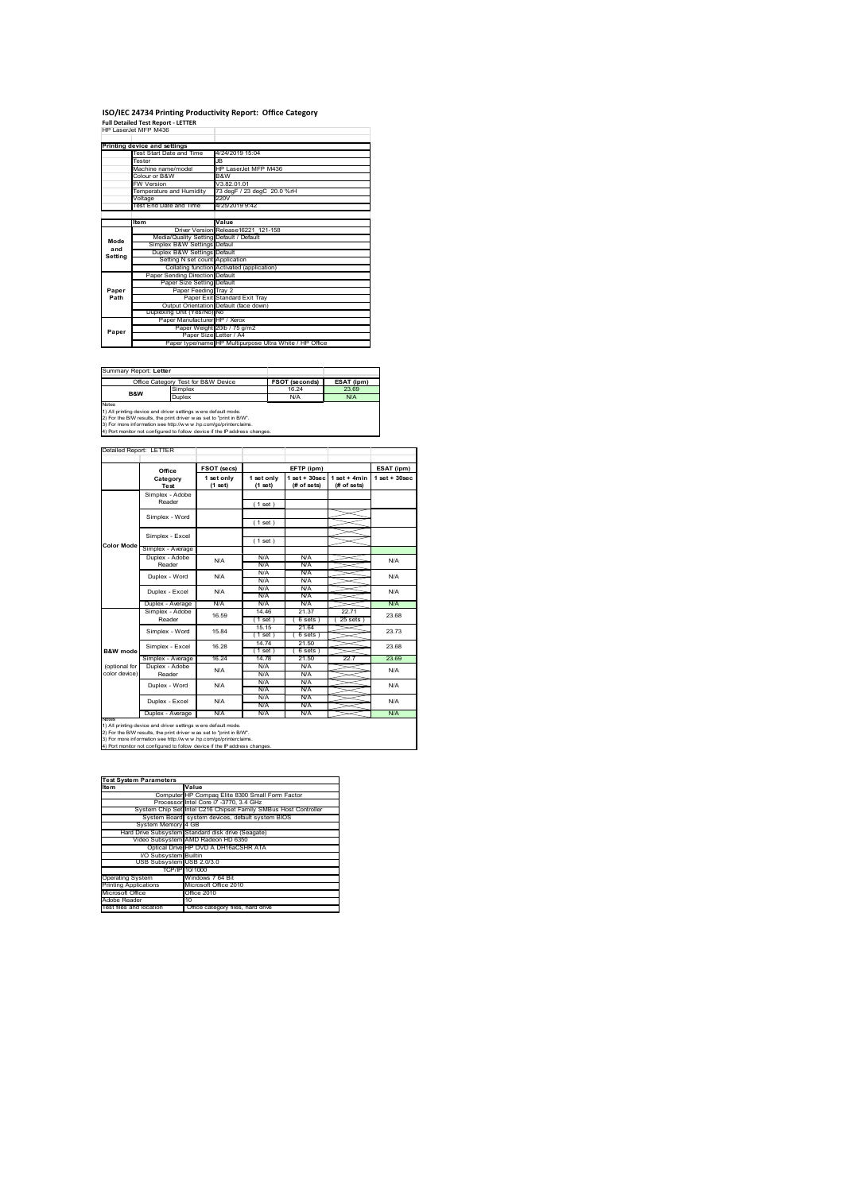# ISO/IEC 24734 Printing Productivity Report: Office Category

**Full Detailed Test Report - LETTER**

HP LaserJet MFP M436

| Printing device and settings | |
|---|---|
| Test Start Date and Time | 4/24/2019 15:04 |
| Tester | JB |
| Machine name/model | HP LaserJet MFP M436 |
| Colour or B&W | B&W |
| FW Version | V3.82.01.01 |
| Temperature and Humidity | 73 degF / 23 degC 20.0 %rH |
| Voltage | 220V |
| Test End Date and Time | 4/25/2019 9:42 |

| | Item | Value |
|---|---|---|
| Mode and Setting | Driver Version | Release16221_121-158 |
| | Media/Quality Setting | Default / Default |
| | Simplex B&W Settings | Defaul |
| | Duplex B&W Settings | Default |
| | Setting N set count | Application |
| | Collating function | Activated (application) |
| Paper Path | Paper Sending Direction | Default |
| | Paper Size Setting | Default |
| | Paper Feeding | Tray 2 |
| | Paper Exit | Standard Exit Tray |
| | Output Orientation | Default (face down) |
| | Duplexing Unit (Yes/No) | No |
| Paper | Paper Manufacturer | HP / Xerox |
| | Paper Weight | 20lb / 75 g/m2 |
| | Paper Size | Letter / A4 |
| | Paper type/name | HP Multipurpose Ultra White / HP Office |

Summary Report: **Letter**

| Office Category Test for B&W Device | | FSOT (seconds) | ESAT (ipm) |
|---|---|---|---|
| B&W | Simplex | 16.24 | 23.69 |
| | Duplex | N/A | N/A |

Notes
1) All printing device and driver settings were default mode.
2) For the B/W results, the print driver was set to "print in B/W".
3) For more information see http://www.hp.com/go/printerclaims.
4) Port monitor not configured to follow device if the IP address changes.

Detailed Report: LETTER

| | Office Category Test | FSOT (secs) 1 set only (1 set) | EFTP (ipm) 1 set only (1 set) | EFTP (ipm) 1 set + 30sec (# of sets) | EFTP (ipm) 1 set + 4min (# of sets) | ESAT (ipm) 1 set + 30sec |
|---|---|---|---|---|---|---|
| Color Mode | Simplex - Adobe Reader | | (1 set) | | | |
| | Simplex - Word | | (1 set) | | | |
| | Simplex - Excel | | (1 set) | | | |
| | Simplex - Average | | | | | |
| | Duplex - Adobe Reader | N/A | N/A / N/A | N/A / N/A | | N/A |
| | Duplex - Word | N/A | N/A / N/A | N/A / N/A | | N/A |
| | Duplex - Excel | N/A | N/A / N/A | N/A / N/A | | N/A |
| | Duplex - Average | N/A | N/A | N/A | | N/A |
| B&W mode (optional for color device) | Simplex - Adobe Reader | 16.59 | 14.46 (1 set) | 21.37 (6 sets) | 22.71 (25 sets) | 23.68 |
| | Simplex - Word | 15.84 | 15.15 (1 set) | 21.64 (6 sets) | | 23.73 |
| | Simplex - Excel | 16.28 | 14.74 (1 set) | 21.50 (6 sets) | | 23.68 |
| | Simplex - Average | 16.24 | 14.78 | 21.50 | 22.7 | 23.69 |
| | Duplex - Adobe Reader | N/A | N/A / N/A | N/A / N/A | | N/A |
| | Duplex - Word | N/A | N/A / N/A | N/A / N/A | | N/A |
| | Duplex - Excel | N/A | N/A / N/A | N/A / N/A | | N/A |
| | Duplex - Average | N/A | N/A | N/A | | N/A |

Notes
1) All printing device and driver settings were default mode.
2) For the B/W results, the print driver was set to "print in B/W".
3) For more information see http://www.hp.com/go/printerclaims.
4) Port monitor not configured to follow device if the IP address changes.

| Test System Parameters | |
|---|---|
| **Item** | **Value** |
| Computer | HP Compaq Elite 8300 Small Form Factor |
| Processor | Intel Core i7 -3770, 3.4 GHz |
| System Chip Set | Intel C216 Chipset Family SMBus Host Controller |
| System Board | system devices, default system BIOS |
| System Memory | 4 GB |
| Hard Drive Subsystem | Standard disk drive (Seagate) |
| Video Subsystem | AMD Radeon HD 6350 |
| Optical Drive | HP DVD A DH16aCSHR ATA |
| I/O Subsystem | Builtin |
| USB Subsystem | USB 2.0/3.0 |
| TCP/IP | 10/1000 |
| Operating System | Windows 7 64 Bit |
| Printing Applications | Microsoft Office 2010 |
| Microsoft Office | Office 2010 |
| Adobe Reader | 10 |
| Test files and location | Office category files, hard drive |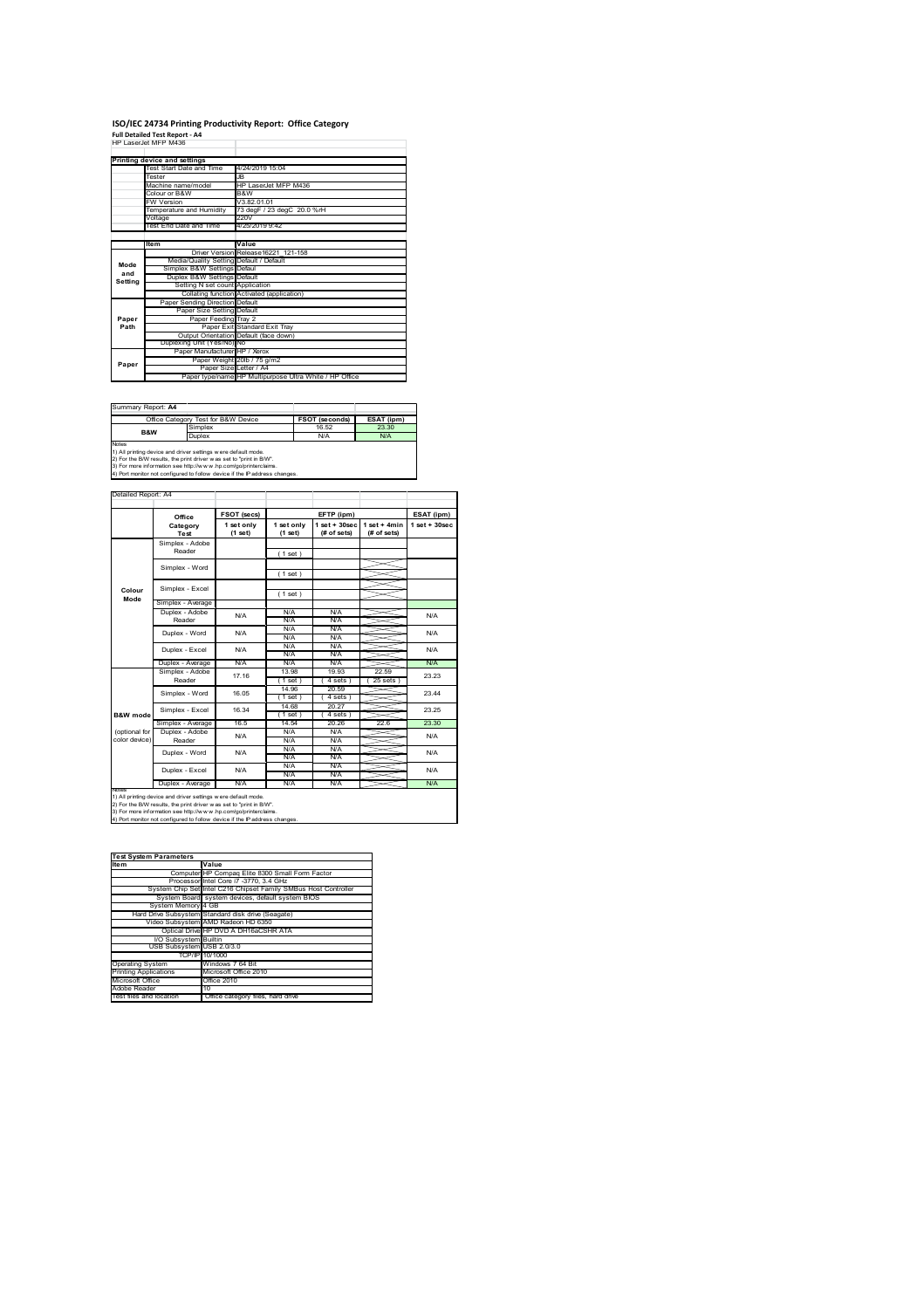# ISO/IEC 24734 Printing Productivity Report: Office Category

**Full Detailed Test Report - A4**

HP LaserJet MFP M436

| | Printing device and settings | |
|---|---|---|
| | Test Start Date and Time | 4/24/2019 15:04 |
| | Tester | JB |
| | Machine name/model | HP LaserJet MFP M436 |
| | Colour or B&W | B&W |
| | FW Version | V3.82.01.01 |
| | Temperature and Humidity | 73 degF / 23 degC 20.0 %rH |
| | Voltage | 220V |
| | Test End Date and Time | 4/25/2019 9:42 |

| | Item | Value |
|---|---|---|
| Mode and Setting | Driver Version | Release16221_121-158 |
| | Media/Quality Setting | Default / Default |
| | Simplex B&W Settings | Defaul |
| | Duplex B&W Settings | Default |
| | Setting N set count | Application |
| | Collating function | Activated (application) |
| Paper Path | Paper Sending Direction | Default |
| | Paper Size Setting | Default |
| | Paper Feeding | Tray 2 |
| | Paper Exit | Standard Exit Tray |
| | Output Orientation | Default (face down) |
| | Duplexing Unit (Yes/No) | No |
| Paper | Paper Manufacturer | HP / Xerox |
| | Paper Weight | 20lb / 75 g/m2 |
| | Paper Size | Letter / A4 |
| | Paper type/name | HP Multipurpose Ultra White / HP Office |

Summary Report: **A4**

| Office Category Test for B&W Device | | FSOT (seconds) | ESAT (ipm) |
|---|---|---|---|
| B&W | Simplex | 16.52 | 23.30 |
| | Duplex | N/A | N/A |

Notes
1) All printing device and driver settings were default mode.
2) For the B/W results, the print driver was set to "print in B/W".
3) For more information see http://www.hp.com/go/printerclaims.
4) Port monitor not configured to follow device if the IP address changes.

Detailed Report: A4

| | Office Category Test | FSOT (secs) 1 set only (1 set) | EFTP (ipm) 1 set only (1 set) | EFTP (ipm) 1 set + 30sec (# of sets) | EFTP (ipm) 1 set + 4min (# of sets) | ESAT (ipm) 1 set + 30sec |
|---|---|---|---|---|---|---|
| Colour Mode | Simplex - Adobe Reader | | (1 set) | | | |
| | Simplex - Word | | (1 set) | | | |
| | Simplex - Excel | | (1 set) | | | |
| | Simplex - Average | | | | | |
| | Duplex - Adobe Reader | N/A | N/A<br>N/A | N/A<br>N/A | | N/A |
| | Duplex - Word | N/A | N/A<br>N/A | N/A<br>N/A | | N/A |
| | Duplex - Excel | N/A | N/A<br>N/A | N/A<br>N/A | | N/A |
| | Duplex - Average | N/A | N/A | N/A | | N/A |
| B&W mode (optional for color device) | Simplex - Adobe Reader | 17.16 | 13.98<br>(1 set) | 19.93<br>(4 sets) | 22.59<br>(25 sets) | 23.23 |
| | Simplex - Word | 16.05 | 14.96<br>(1 set) | 20.59<br>(4 sets) | | 23.44 |
| | Simplex - Excel | 16.34 | 14.68<br>(1 set) | 20.27<br>(4 sets) | | 23.25 |
| | Simplex - Average | 16.5 | 14.54 | 20.26 | 22.6 | 23.30 |
| | Duplex - Adobe Reader | N/A | N/A<br>N/A | N/A<br>N/A | | N/A |
| | Duplex - Word | N/A | N/A<br>N/A | N/A<br>N/A | | N/A |
| | Duplex - Excel | N/A | N/A<br>N/A | N/A<br>N/A | | N/A |
| | Duplex - Average | N/A | N/A | N/A | | N/A |

Notes
1) All printing device and driver settings were default mode.
2) For the B/W results, the print driver was set to "print in B/W".
3) For more information see http://www.hp.com/go/printerclaims.
4) Port monitor not configured to follow device if the IP address changes.

| Test System Parameters | |
|---|---|
| Item | Value |
| Computer | HP Compaq Elite 8300 Small Form Factor |
| Processor | Intel Core i7 -3770, 3.4 GHz |
| System Chip Set | Intel C216 Chipset Family SMBus Host Controller |
| System Board | system devices, default system BIOS |
| System Memory | 4 GB |
| Hard Drive Subsystem | Standard disk drive (Seagate) |
| Video Subsystem | AMD Radeon HD 6350 |
| Optical Drive | HP DVD A DH16aCSHR ATA |
| I/O Subsystem | Builtin |
| USB Subsystem | USB 2.0/3.0 |
| TCP/IP | 10/1000 |
| Operating System | Windows 7 64 Bit |
| Printing Applications | Microsoft Office 2010 |
| Microsoft Office | Office 2010 |
| Adobe Reader | 10 |
| Test files and location | Office category files, hard drive |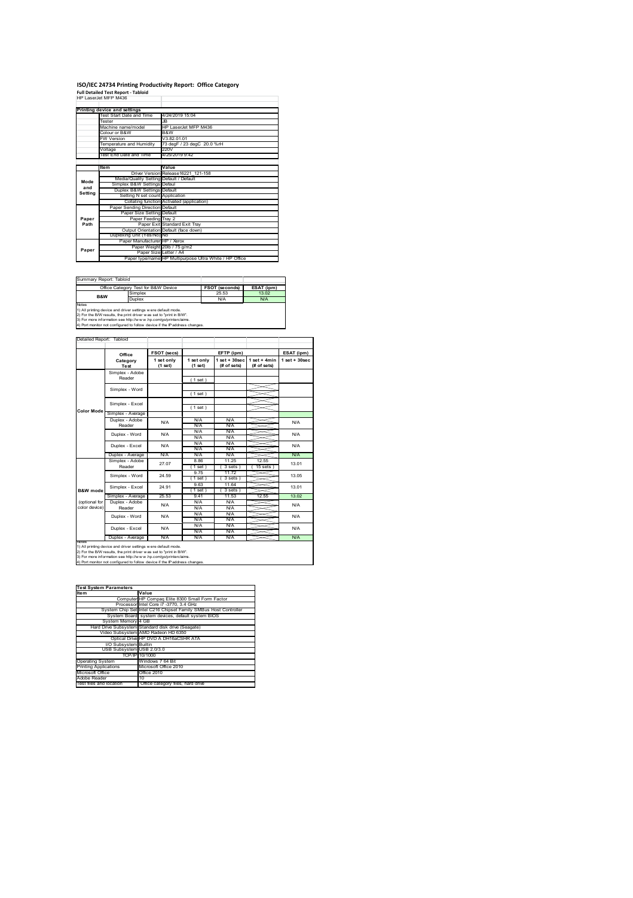# ISO/IEC 24734 Printing Productivity Report: Office Category

**Full Detailed Test Report - Tabloid**

HP LaserJet MFP M436

| Printing device and settings | | |
|---|---|---|
| | Test Start Date and Time | 4/24/2019 15:04 |
| | Tester | JB |
| | Machine name/model | HP LaserJet MFP M436 |
| | Colour or B&W | B&W |
| | FW Version | V3.82.01.01 |
| | Temperature and Humidity | 73 degF / 23 degC 20.0 %rH |
| | Voltage | 220V |
| | Test End Date and Time | 4/25/2019 9:42 |

| | Item | Value |
|---|---|---|
| Mode and Setting | Driver Version | Release16221_121-158 |
| | Media/Quality Setting | Default / Default |
| | Simplex B&W Settings | Default |
| | Duplex B&W Settings | Default |
| | Setting N set count | Application |
| | Collating function | Activated (application) |
| Paper Path | Paper Sending Direction | Default |
| | Paper Size Setting | Default |
| | Paper Feeding | Tray 2 |
| | Paper Exit | Standard Exit Tray |
| | Output Orientation | Default (face down) |
| | Duplexing Unit (Yes/No) | No |
| Paper | Paper Manufacturer | HP / Xerox |
| | Paper Weight | 20lb / 75 g/m2 |
| | Paper Size | Letter / A4 |
| | Paper type/name | HP Multipurpose Ultra White / HP Office |

Summary Report: Tabloid

| Office Category Test for B&W Device | | FSOT (seconds) | ESAT (ipm) |
|---|---|---|---|
| B&W | Simplex | 25.53 | 13.02 |
| | Duplex | N/A | N/A |

Notes
1) All printing device and driver settings were default mode.
2) For the B/W results, the print driver was set to "print in B/W".
3) For more information see http://www.hp.com/go/printerclaims.
4) Port monitor not configured to follow device if the IP address changes.

Detailed Report: Tabloid

| | Office Category Test | FSOT (secs) 1 set only (1 set) | EFTP (ipm) 1 set only (1 set) | EFTP (ipm) 1 set + 30sec (# of sets) | EFTP (ipm) 1 set + 4min (# of sets) | ESAT (ipm) 1 set + 30sec |
|---|---|---|---|---|---|---|
| Color Mode | Simplex - Adobe Reader | | ( 1 set ) | | | |
| | Simplex - Word | | ( 1 set ) | | | |
| | Simplex - Excel | | ( 1 set ) | | | |
| | Simplex - Average | | | | | |
| | Duplex - Adobe Reader | N/A | N/A<br>N/A | N/A<br>N/A | | N/A |
| | Duplex - Word | N/A | N/A<br>N/A | N/A<br>N/A | | N/A |
| | Duplex - Excel | N/A | N/A<br>N/A | N/A<br>N/A | | N/A |
| | Duplex - Average | N/A | N/A | N/A | | N/A |
| B&W mode (optional for color device) | Simplex - Adobe Reader | 27.07 | 8.86<br>( 1 set ) | 11.25<br>( 3 sets ) | 12.55<br>( 15 sets ) | 13.01 |
| | Simplex - Word | 24.59 | 9.75<br>( 1 set ) | 11.72<br>( 3 sets ) | | 13.05 |
| | Simplex - Excel | 24.91 | 9.63<br>( 1 set ) | 11.64<br>( 3 sets ) | | 13.01 |
| | Simplex - Average | 25.53 | 9.41 | 11.53 | 12.55 | 13.02 |
| | Duplex - Adobe Reader | N/A | N/A<br>N/A | N/A<br>N/A | | N/A |
| | Duplex - Word | N/A | N/A<br>N/A | N/A<br>N/A | | N/A |
| | Duplex - Excel | N/A | N/A<br>N/A | N/A<br>N/A | | N/A |
| | Duplex - Average | N/A | N/A | N/A | | N/A |

Notes
1) All printing device and driver settings were default mode.
2) For the B/W results, the print driver was set to "print in B/W".
3) For more information see http://www.hp.com/go/printerclaims.
4) Port monitor not configured to follow device if the IP address changes.

| Test System Parameters | |
|---|---|
| **Item** | **Value** |
| Computer | HP Compaq Elite 8300 Small Form Factor |
| Processor | Intel Core i7 -3770, 3.4 GHz |
| System Chip Set | Intel C216 Chipset Family SMBus Host Controller |
| System Board | system devices, default system BIOS |
| System Memory | 4 GB |
| Hard Drive Subsystem | Standard disk drive (Seagate) |
| Video Subsystem | AMD Radeon HD 6350 |
| Optical Drive | HP DVD A DH16aCSHR ATA |
| I/O Subsystem | Builtin |
| USB Subsystem | USB 2.0/3.0 |
| TCP/IP | 10/1000 |
| Operating System | Windows 7 64 Bit |
| Printing Applications | Microsoft Office 2010 |
| Microsoft Office | Office 2010 |
| Adobe Reader | 10 |
| Test files and location | Office category files, hard drive |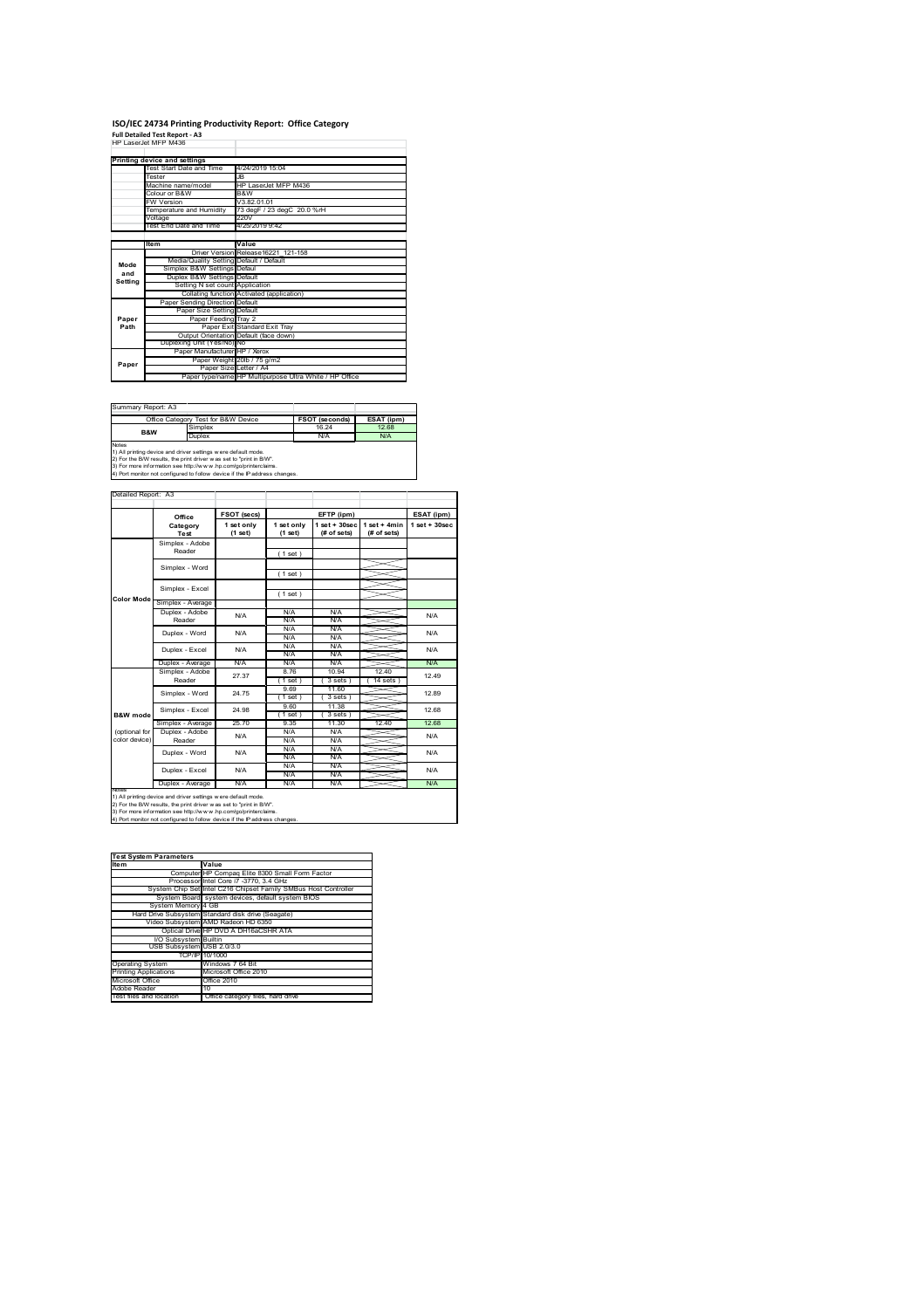# ISO/IEC 24734 Printing Productivity Report: Office Category

**Full Detailed Test Report - A3**

HP LaserJet MFP M436

| Printing device and settings | |
|---|---|
| Test Start Date and Time | 4/24/2019 15:04 |
| Tester | JB |
| Machine name/model | HP LaserJet MFP M436 |
| Colour or B&W | B&W |
| FW Version | V3.82.01.01 |
| Temperature and Humidity | 73 degF / 23 degC 20.0 %rH |
| Voltage | 220V |
| Test End Date and Time | 4/25/2019 9:42 |

| | Item | Value |
|---|---|---|
| Mode and Setting | Driver Version | Release16221_121-158 |
| | Media/Quality Setting | Default / Default |
| | Simplex B&W Settings | Defaul |
| | Duplex B&W Settings | Default |
| | Setting N set count | Application |
| | Collating function | Activated (application) |
| Paper Path | Paper Sending Direction | Default |
| | Paper Size Setting | Default |
| | Paper Feeding | Tray 2 |
| | Paper Exit | Standard Exit Tray |
| | Output Orientation | Default (face down) |
| | Duplexing Unit (Yes/No) | No |
| Paper | Paper Manufacturer | HP / Xerox |
| | Paper Weight | 20lb / 75 g/m2 |
| | Paper Size | Letter / A4 |
| | Paper type/name | HP Multipurpose Ultra White / HP Office |

Summary Report: A3

| Office Category Test for B&W Device | | FSOT (seconds) | ESAT (ipm) |
|---|---|---|---|
| B&W | Simplex | 16.24 | 12.68 |
| | Duplex | N/A | N/A |

Notes
1) All printing device and driver settings were default mode.
2) For the B/W results, the print driver was set to "print in B/W".
3) For more information see http://www.hp.com/go/printerclaims.
4) Port monitor not configured to follow device if the IP address changes.

Detailed Report: A3

| | Office Category Test | FSOT (secs) | EFTP (ipm) | | | ESAT (ipm) |
|---|---|---|---|---|---|---|
| | | 1 set only (1 set) | 1 set only (1 set) | 1 set + 30sec (# of sets) | 1 set + 4min (# of sets) | 1 set + 30sec |
| Color Mode | Simplex - Adobe Reader | | ( 1 set ) | | | |
| | Simplex - Word | | ( 1 set ) | | | |
| | Simplex - Excel | | ( 1 set ) | | | |
| | Simplex - Average | | | | | |
| | Duplex - Adobe Reader | N/A | N/A<br>N/A | N/A<br>N/A | | N/A |
| | Duplex - Word | N/A | N/A<br>N/A | N/A<br>N/A | | N/A |
| | Duplex - Excel | N/A | N/A<br>N/A | N/A<br>N/A | | N/A |
| | Duplex - Average | N/A | N/A | N/A | | N/A |
| B&W mode (optional for color device) | Simplex - Adobe Reader | 27.37 | 8.76<br>( 1 set ) | 10.94<br>( 3 sets ) | 12.40<br>( 14 sets ) | 12.49 |
| | Simplex - Word | 24.75 | 9.69<br>( 1 set ) | 11.60<br>( 3 sets ) | | 12.89 |
| | Simplex - Excel | 24.98 | 9.60<br>( 1 set ) | 11.38<br>( 3 sets ) | | 12.68 |
| | Simplex - Average | 25.70 | 9.35 | 11.30 | 12.40 | 12.68 |
| | Duplex - Adobe Reader | N/A | N/A<br>N/A | N/A<br>N/A | | N/A |
| | Duplex - Word | N/A | N/A<br>N/A | N/A<br>N/A | | N/A |
| | Duplex - Excel | N/A | N/A<br>N/A | N/A<br>N/A | | N/A |
| | Duplex - Average | N/A | N/A | N/A | | N/A |

Notes
1) All printing device and driver settings were default mode.
2) For the B/W results, the print driver was set to "print in B/W".
3) For more information see http://www.hp.com/go/printerclaims.
4) Port monitor not configured to follow device if the IP address changes.

| Test System Parameters | |
|---|---|
| Item | Value |
| Computer | HP Compaq Elite 8300 Small Form Factor |
| Processor | Intel Core i7 -3770, 3.4 GHz |
| System Chip Set | Intel C216 Chipset Family SMBus Host Controller |
| System Board | system devices, default system BIOS |
| System Memory | 4 GB |
| Hard Drive Subsystem | Standard disk drive (Seagate) |
| Video Subsystem | AMD Radeon HD 6350 |
| Optical Drive | HP DVD A DH16aCSHR ATA |
| I/O Subsystem | Builtin |
| USB Subsystem | USB 2.0/3.0 |
| TCP/IP | 10/1000 |
| Operating System | Windows 7 64 Bit |
| Printing Applications | Microsoft Office 2010 |
| Microsoft Office | Office 2010 |
| Adobe Reader | 10 |
| Test files and location | Office category files, hard drive |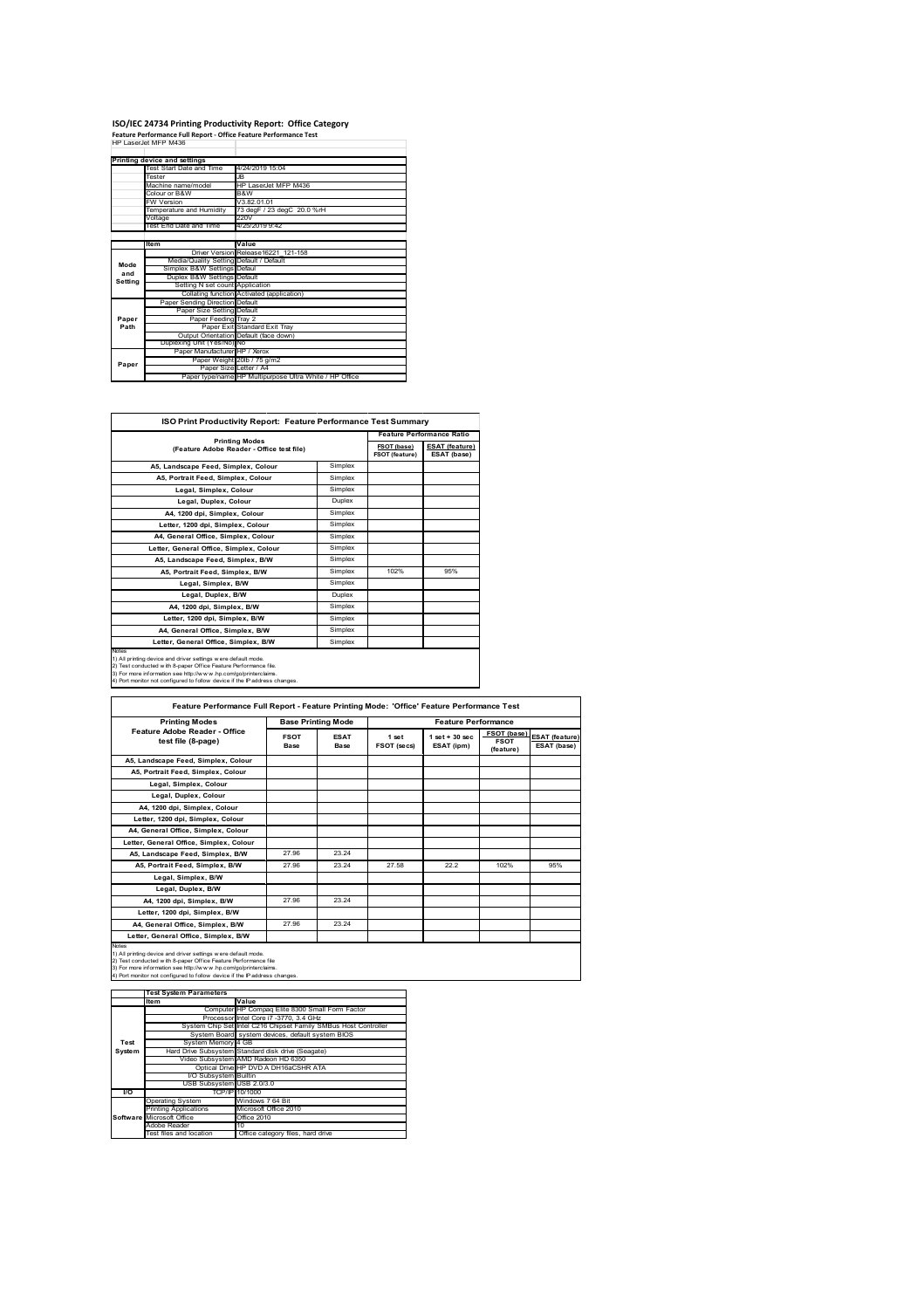# ISO/IEC 24734 Printing Productivity Report: Office Category

**Feature Performance Full Report - Office Feature Performance Test**

HP LaserJet MFP M436

| | Printing device and settings | |
|---|---|---|
| | Test Start Date and Time | 4/24/2019 15:04 |
| | Tester | JB |
| | Machine name/model | HP LaserJet MFP M436 |
| | Colour or B&W | B&W |
| | FW Version | V3.82.01.01 |
| | Temperature and Humidity | 73 degF / 23 degC 20.0 %rH |
| | Voltage | 220V |
| | Test End Date and Time | 4/25/2019 9:42 |

| | Item | Value |
|---|---|---|
| Mode and Setting | Driver Version | Release16221_121-158 |
| | Media/Quality Setting | Default / Default |
| | Simplex B&W Settings | Defaul |
| | Duplex B&W Settings | Default |
| | Setting N set count | Application |
| | Collating function | Activated (application) |
| Paper Path | Paper Sending Direction | Default |
| | Paper Size Setting | Default |
| | Paper Feeding | Tray 2 |
| | Paper Exit | Standard Exit Tray |
| | Output Orientation | Default (face down) |
| | Duplexing Unit (Yes/No) | No |
| Paper | Paper Manufacturer | HP / Xerox |
| | Paper Weight | 20lb / 75 g/m2 |
| | Paper Size | Letter / A4 |
| | Paper type/name | HP Multipurpose Ultra White / HP Office |

**ISO Print Productivity Report: Feature Performance Test Summary**

| Printing Modes (Feature Adobe Reader - Office test file) | | Feature Performance Ratio | |
|---|---|---|---|
| | | FSOT (base) / FSOT (feature) | ESAT (feature) / ESAT (base) |
| A5, Landscape Feed, Simplex, Colour | Simplex | | |
| A5, Portrait Feed, Simplex, Colour | Simplex | | |
| Legal, Simplex, Colour | Simplex | | |
| Legal, Duplex, Colour | Duplex | | |
| A4, 1200 dpi, Simplex, Colour | Simplex | | |
| Letter, 1200 dpi, Simplex, Colour | Simplex | | |
| A4, General Office, Simplex, Colour | Simplex | | |
| Letter, General Office, Simplex, Colour | Simplex | | |
| A5, Landscape Feed, Simplex, B/W | Simplex | | |
| A5, Portrait Feed, Simplex, B/W | Simplex | 102% | 95% |
| Legal, Simplex, B/W | Simplex | | |
| Legal, Duplex, B/W | Duplex | | |
| A4, 1200 dpi, Simplex, B/W | Simplex | | |
| Letter, 1200 dpi, Simplex, B/W | Simplex | | |
| A4, General Office, Simplex, B/W | Simplex | | |
| Letter, General Office, Simplex, B/W | Simplex | | |

Notes
1) All printing device and driver settings were default mode.
2) Test conducted with 8-paper Office Feature Performance file.
3) For more information see http://www.hp.com/go/printerclaims.
4) Port monitor not configured to follow device if the IP address changes.

**Feature Performance Full Report - Feature Printing Mode: 'Office' Feature Performance Test**

| Printing Modes | Base Printing Mode | | Feature Performance | | | |
|---|---|---|---|---|---|---|
| Feature Adobe Reader - Office test file (8-page) | FSOT Base | ESAT Base | 1 set FSOT (secs) | 1 set + 30 sec ESAT (ipm) | FSOT (base) / FSOT (feature) | ESAT (feature) / ESAT (base) |
| A5, Landscape Feed, Simplex, Colour | | | | | | |
| A5, Portrait Feed, Simplex, Colour | | | | | | |
| Legal, Simplex, Colour | | | | | | |
| Legal, Duplex, Colour | | | | | | |
| A4, 1200 dpi, Simplex, Colour | | | | | | |
| Letter, 1200 dpi, Simplex, Colour | | | | | | |
| A4, General Office, Simplex, Colour | | | | | | |
| Letter, General Office, Simplex, Colour | | | | | | |
| A5, Landscape Feed, Simplex, B/W | 27.96 | 23.24 | | | | |
| A5, Portrait Feed, Simplex, B/W | 27.96 | 23.24 | 27.58 | 22.2 | 102% | 95% |
| Legal, Simplex, B/W | | | | | | |
| Legal, Duplex, B/W | | | | | | |
| A4, 1200 dpi, Simplex, B/W | 27.96 | 23.24 | | | | |
| Letter, 1200 dpi, Simplex, B/W | | | | | | |
| A4, General Office, Simplex, B/W | 27.96 | 23.24 | | | | |
| Letter, General Office, Simplex, B/W | | | | | | |

Notes
1) All printing device and driver settings were default mode.
2) Test conducted with 8-paper Office Feature Performance file
3) For more information see http://www.hp.com/go/printerclaims.
4) Port monitor not configured to follow device if the IP address changes.

| | Test System Parameters | |
|---|---|---|
| | Item | Value |
| Test System | Computer | HP Compaq Elite 8300 Small Form Factor |
| | Processor | Intel Core i7 -3770, 3.4 GHz |
| | System Chip Set | Intel C216 Chipset Family SMBus Host Controller |
| | System Board | system devices, default system BIOS |
| | System Memory | 4 GB |
| | Hard Drive Subsystem | Standard disk drive (Seagate) |
| | Video Subsystem | AMD Radeon HD 6350 |
| | Optical Drive | HP DVD A DH16aCSHR ATA |
| | I/O Subsystem | Builtin |
| | USB Subsystem | USB 2.0/3.0 |
| I/O | TCP/IP | 10/1000 |
| Software | Operating System | Windows 7 64 Bit |
| | Printing Applications | Microsoft Office 2010 |
| | Microsoft Office | Office 2010 |
| | Adobe Reader | 10 |
| | Test files and location | Office category files, hard drive |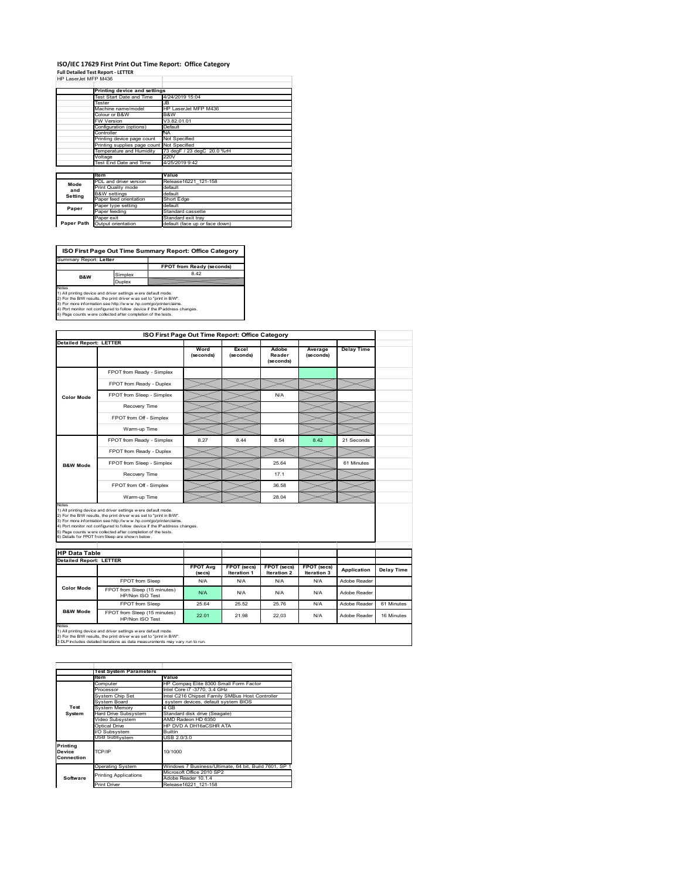# ISO/IEC 17629 First Print Out Time Report: Office Category

**Full Detailed Test Report - LETTER**

HP LaserJet MFP M436

| | Printing device and settings | |
|---|---|---|
| | Test Start Date and Time | 4/24/2019 15:04 |
| | Tester | JB |
| | Machine name/model | HP LaserJet MFP M436 |
| | Colour or B&W | B&W |
| | FW Version | V3.82.01.01 |
| | Configuration (options) | Default |
| | Controller | NA |
| | Printing device page count | Not Specified |
| | Printing supplies page count | Not Specified |
| | Temperature and Humidity | 73 degF / 23 degC 20.0 %rH |
| | Voltage | 220V |
| | Test End Date and Time | 4/25/2019 9:42 |
| | **Item** | **Value** |
| Mode and Setting | PDL and driver version | Release16221_121-158 |
| | Print Quality mode | default |
| | B&W settings | default |
| | Paper feed orientation | Short Edge |
| Paper | Paper type setting | default |
| | Paper feeding | Standard cassette |
| | Paper exit | Standard exit tray |
| Paper Path | Output orientation | default (face up or face down) |

**ISO First Page Out Time Summary Report: Office Category**

Summary Report: **Letter**

| | | FPOT from Ready (seconds) |
|---|---|---|
| B&W | Simplex | 8.42 |
| | Duplex | |

Notes
1) All printing device and driver settings were default mode.
2) For the B/W results, the print driver was set to "print in B/W".
3) For more information see http://www.hp.com/go/printerclaims.
4) Port monitor not configured to follow device if the IP address changes.
5) Page counts were collected after completion of the tests.

**ISO First Page Out Time Report: Office Category**

Detailed Report: LETTER

| | | Word (seconds) | Excel (seconds) | Adobe Reader (seconds) | Average (seconds) | Delay Time |
|---|---|---|---|---|---|---|
| Color Mode | FPOT from Ready - Simplex | | | | | |
| | FPOT from Ready - Duplex | | | | | |
| | FPOT from Sleep - Simplex | | | N/A | | |
| | Recovery Time | | | | | |
| | FPOT from Off - Simplex | | | | | |
| | Warm-up Time | | | | | |
| B&W Mode | FPOT from Ready - Simplex | 8.27 | 8.44 | 8.54 | 8.42 | 21 Seconds |
| | FPOT from Ready - Duplex | | | | | |
| | FPOT from Sleep - Simplex | | | 25.64 | | 61 Minutes |
| | Recovery Time | | | 17.1 | | |
| | FPOT from Off - Simplex | | | 36.58 | | |
| | Warm-up Time | | | 28.04 | | |

Notes
1) All printing device and driver settings were default mode.
2) For the B/W results, the print driver was set to "print in B/W".
3) For more information see http://www.hp.com/go/printerclaims.
4) Port monitor not configured to follow device if the IP address changes.
5) Page counts were collected after completion of the tests.
6) Details for FPOT from Sleep are shown below.

**HP Data Table**

Detailed Report: LETTER

| | | FPOT Avg (secs) | FPOT (secs) Iteration 1 | FPOT (secs) Iteration 2 | FPOT (secs) Iteration 3 | Application | Delay Time |
|---|---|---|---|---|---|---|---|
| Color Mode | FPOT from Sleep | N/A | N/A | N/A | N/A | Adobe Reader | |
| | FPOT from Sleep (15 minutes) HP/Non ISO Test | N/A | N/A | N/A | N/A | Adobe Reader | |
| B&W Mode | FPOT from Sleep | 25.64 | 25.52 | 25.76 | N/A | Adobe Reader | 61 Minutes |
| | FPOT from Sleep (15 minutes) HP/Non ISO Test | 22.01 | 21.98 | 22.03 | N/A | Adobe Reader | 16 Minutes |

Notes
1) All printing device and driver settings were default mode.
2) For the B/W results, the print driver was set to "print in B/W".
3 DLP includes detailed iterations as data measurements may vary run to run.

| | Test System Parameters | |
|---|---|---|
| | **Item** | **Value** |
| Test System | Computer | HP Compaq Elite 8300 Small Form Factor |
| | Processor | Intel Core i7 -3770, 3.4 GHz |
| | System Chip Set | Intel C216 Chipset Family SMBus Host Controller |
| | System Board | system devices, default system BIOS |
| | System Memory | 4 GB |
| | Hard Drive Subsystem | Standard disk drive (Seagate) |
| | Video Subsystem | AMD Radeon HD 6350 |
| | Optical Drive | HP DVD A DH16aCSHR ATA |
| | I/O Subsystem | Builtin |
| | USB Subsystem | USB 2.0/3.0 |
| Printing Device Connection | TCP/IP | 10/1000 |
| Software | Operating System | Windows 7 Business/Ultimate, 64 bit, Build 7601, SP 1 |
| | Printing Applications | Microsoft Office 2010 SP2 Adobe Reader 10.1.4 |
| | Print Driver | Release16221_121-158 |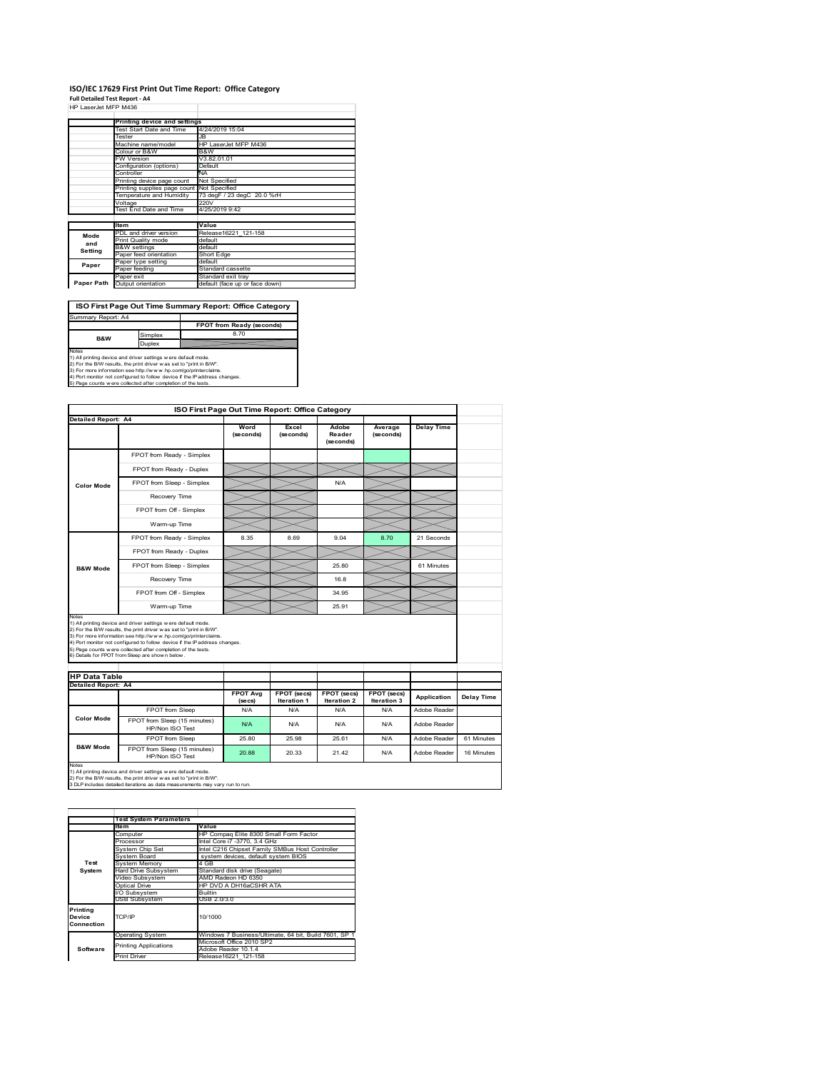# ISO/IEC 17629 First Print Out Time Report: Office Category

**Full Detailed Test Report - A4**

HP LaserJet MFP M436

| | Printing device and settings | |
|---|---|---|
| | Test Start Date and Time | 4/24/2019 15:04 |
| | Tester | JB |
| | Machine name/model | HP LaserJet MFP M436 |
| | Colour or B&W | B&W |
| | FW Version | V3.82.01.01 |
| | Configuration (options) | Default |
| | Controller | NA |
| | Printing device page count | Not Specified |
| | Printing supplies page count | Not Specified |
| | Temperature and Humidity | 73 degF / 23 degC 20.0 %rH |
| | Voltage | 220V |
| | Test End Date and Time | 4/25/2019 9:42 |

| | Item | Value |
|---|---|---|
| Mode and Setting | PDL and driver version | Release16221_121-158 |
| | Print Quality mode | default |
| | B&W settings | default |
| | Paper feed orientation | Short Edge |
| Paper | Paper type setting | default |
| | Paper feeding | Standard cassette |
| | Paper exit | Standard exit tray |
| Paper Path | Output orientation | default (face up or face down) |

## ISO First Page Out Time Summary Report: Office Category

| Summary Report: A4 | | |
|---|---|---|
| | | FPOT from Ready (seconds) |
| B&W | Simplex | 8.70 |
| | Duplex | |

Notes
1) All printing device and driver settings were default mode.
2) For the B/W results, the print driver was set to "print in B/W".
3) For more information see http://www.hp.com/go/printerclaims.
4) Port monitor not configured to follow device if the IP address changes.
5) Page counts were collected after completion of the tests.

## ISO First Page Out Time Report: Office Category

| Detailed Report: A4 | | Word (seconds) | Excel (seconds) | Adobe Reader (seconds) | Average (seconds) | Delay Time |
|---|---|---|---|---|---|---|
| Color Mode | FPOT from Ready - Simplex | | | | | |
| | FPOT from Ready - Duplex | | | | | |
| | FPOT from Sleep - Simplex | | | N/A | | |
| | Recovery Time | | | | | |
| | FPOT from Off - Simplex | | | | | |
| | Warm-up Time | | | | | |
| B&W Mode | FPOT from Ready - Simplex | 8.35 | 8.69 | 9.04 | 8.70 | 21 Seconds |
| | FPOT from Ready - Duplex | | | | | |
| | FPOT from Sleep - Simplex | | | 25.80 | | 61 Minutes |
| | Recovery Time | | | 16.8 | | |
| | FPOT from Off - Simplex | | | 34.95 | | |
| | Warm-up Time | | | 25.91 | | |

Notes
1) All printing device and driver settings were default mode.
2) For the B/W results, the print driver was set to "print in B/W".
3) For more information see http://www.hp.com/go/printerclaims.
4) Port monitor not configured to follow device if the IP address changes.
5) Page counts were collected after completion of the tests.
6) Details for FPOT from Sleep are shown below.

## HP Data Table

| Detailed Report: A4 | | FPOT Avg (secs) | FPOT (secs) Iteration 1 | FPOT (secs) Iteration 2 | FPOT (secs) Iteration 3 | Application | Delay Time |
|---|---|---|---|---|---|---|---|
| Color Mode | FPOT from Sleep | N/A | N/A | N/A | N/A | Adobe Reader | |
| | FPOT from Sleep (15 minutes) HP/Non ISO Test | N/A | N/A | N/A | N/A | Adobe Reader | |
| B&W Mode | FPOT from Sleep | 25.80 | 25.98 | 25.61 | N/A | Adobe Reader | 61 Minutes |
| | FPOT from Sleep (15 minutes) HP/Non ISO Test | 20.88 | 20.33 | 21.42 | N/A | Adobe Reader | 16 Minutes |

Notes
1) All printing device and driver settings were default mode.
2) For the B/W results, the print driver was set to "print in B/W".
3 DLP includes detailed iterations as data measurements may vary run to run.

| | Test System Parameters | |
|---|---|---|
| | Item | Value |
| Test System | Computer | HP Compaq Elite 8300 Small Form Factor |
| | Processor | Intel Core i7 -3770, 3.4 GHz |
| | System Chip Set | Intel C216 Chipset Family SMBus Host Controller |
| | System Board | system devices, default system BIOS |
| | System Memory | 4 GB |
| | Hard Drive Subsystem | Standard disk drive (Seagate) |
| | Video Subsystem | AMD Radeon HD 6350 |
| | Optical Drive | HP DVD A DH16aCSHR ATA |
| | I/O Subsystem | Builtin |
| | USB Subsystem | USB 2.0/3.0 |
| Printing Device Connection | TCP/IP | 10/1000 |
| Software | Operating System | Windows 7 Business/Ultimate, 64 bit, Build 7601, SP 1 |
| | Printing Applications | Microsoft Office 2010 SP2 |
| | | Adobe Reader 10.1.4 |
| | Print Driver | Release16221_121-158 |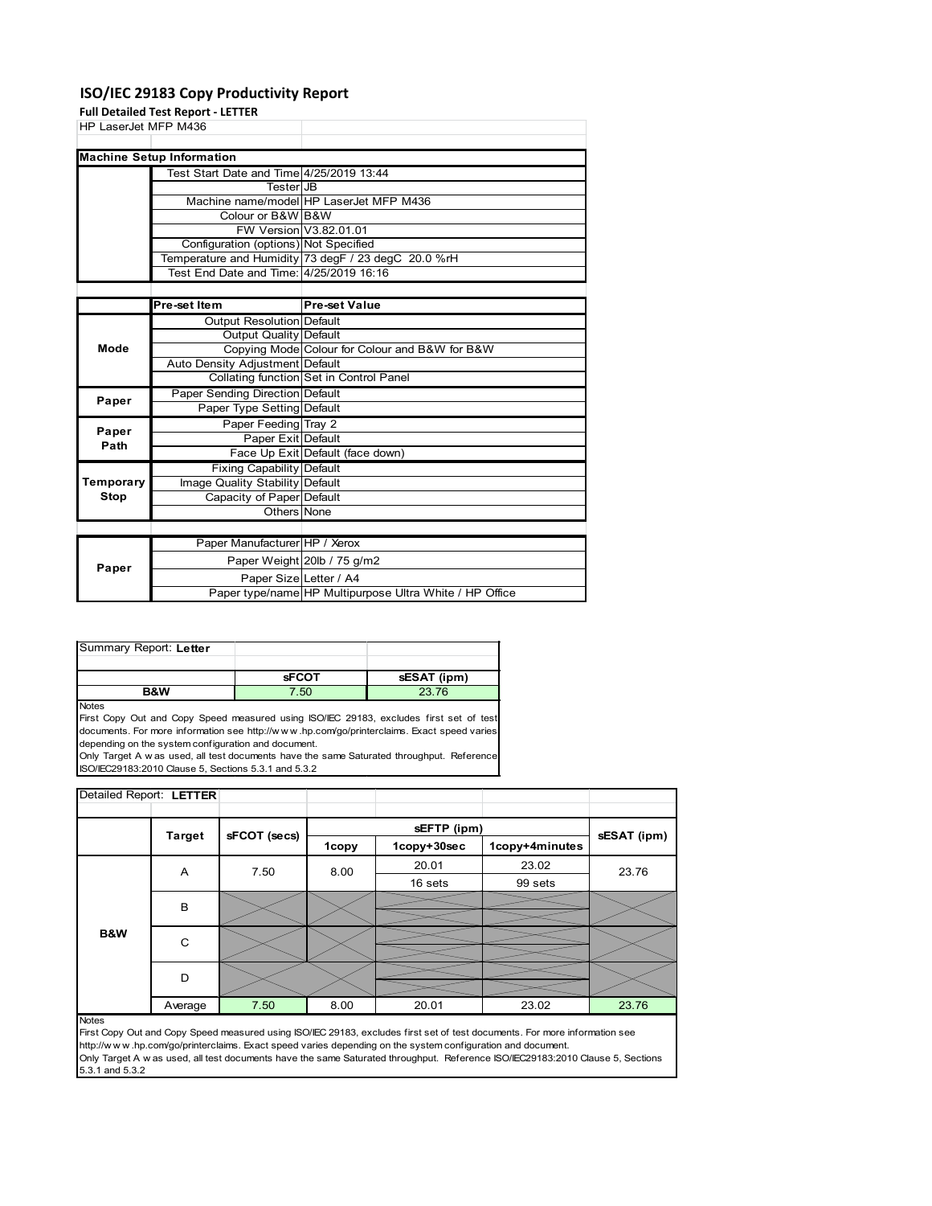# ISO/IEC 29183 Copy Productivity Report

**Full Detailed Test Report - LETTER**

HP LaserJet MFP M436

| Machine Setup Information | | |
|---|---|---|
| | Test Start Date and Time | 4/25/2019 13:44 |
| | Tester | JB |
| | Machine name/model | HP LaserJet MFP M436 |
| | Colour or B&W | B&W |
| | FW Version | V3.82.01.01 |
| | Configuration (options) | Not Specified |
| | Temperature and Humidity | 73 degF / 23 degC 20.0 %rH |
| | Test End Date and Time: | 4/25/2019 16:16 |

| | Pre-set Item | Pre-set Value |
|---|---|---|
| Mode | Output Resolution | Default |
| | Output Quality | Default |
| | Copying Mode | Colour for Colour and B&W for B&W |
| | Auto Density Adjustment | Default |
| | Collating function | Set in Control Panel |
| Paper | Paper Sending Direction | Default |
| | Paper Type Setting | Default |
| Paper Path | Paper Feeding | Tray 2 |
| | Paper Exit | Default |
| | Face Up Exit | Default (face down) |
| Temporary Stop | Fixing Capability | Default |
| | Image Quality Stability | Default |
| | Capacity of Paper | Default |
| | Others | None |

| | | |
|---|---|---|
| Paper | Paper Manufacturer | HP / Xerox |
| | Paper Weight | 20lb / 75 g/m2 |
| | Paper Size | Letter / A4 |
| | Paper type/name | HP Multipurpose Ultra White / HP Office |

Summary Report: **Letter**

| | sFCOT | sESAT (ipm) |
|---|---|---|
| **B&W** | 7.50 | 23.76 |

Notes

First Copy Out and Copy Speed measured using ISO/IEC 29183, excludes first set of test documents. For more information see http://www.hp.com/go/printerclaims. Exact speed varies depending on the system configuration and document.
Only Target A was used, all test documents have the same Saturated throughput. Reference ISO/IEC29183:2010 Clause 5, Sections 5.3.1 and 5.3.2

Detailed Report: **LETTER**

| | Target | sFCOT (secs) | sEFTP (ipm) 1copy | sEFTP (ipm) 1copy+30sec | sEFTP (ipm) 1copy+4minutes | sESAT (ipm) |
|---|---|---|---|---|---|---|
| B&W | A | 7.50 | 8.00 | 20.01 | 23.02 | 23.76 |
| | | | | 16 sets | 99 sets | |
| | B | | | | | |
| | C | | | | | |
| | D | | | | | |
| | Average | 7.50 | 8.00 | 20.01 | 23.02 | 23.76 |

Notes

First Copy Out and Copy Speed measured using ISO/IEC 29183, excludes first set of test documents. For more information see http://www.hp.com/go/printerclaims. Exact speed varies depending on the system configuration and document.
Only Target A was used, all test documents have the same Saturated throughput. Reference ISO/IEC29183:2010 Clause 5, Sections 5.3.1 and 5.3.2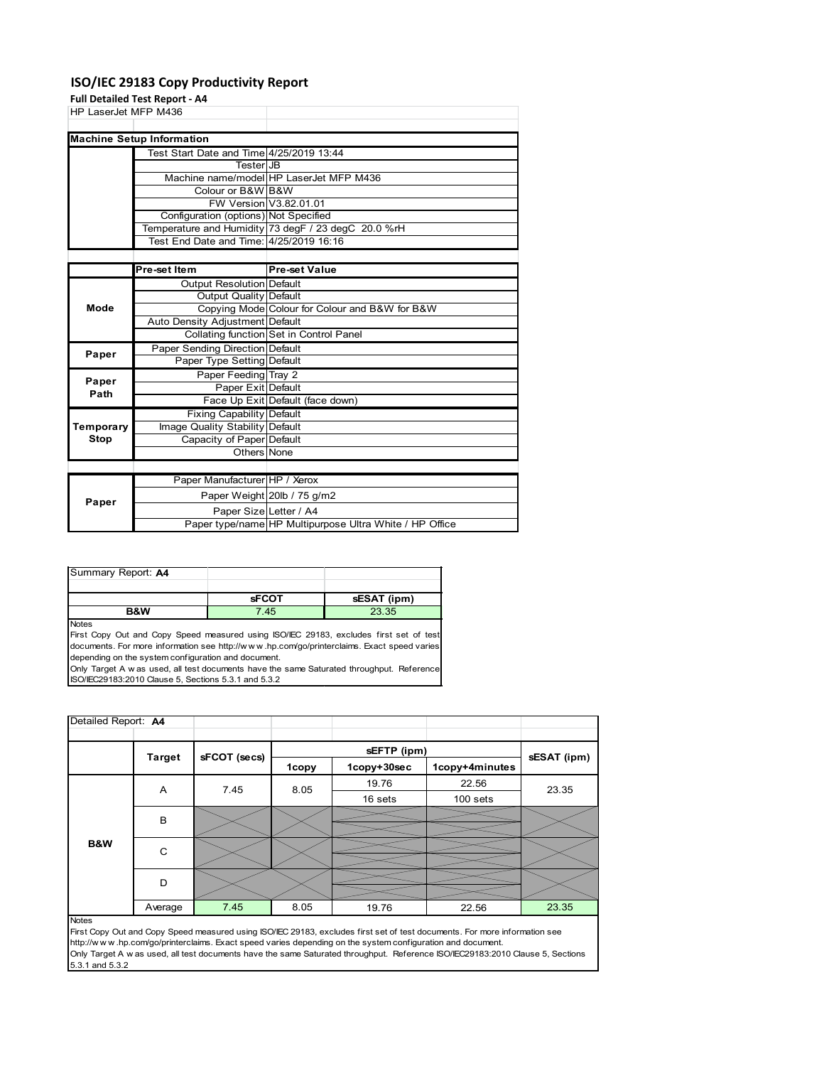# ISO/IEC 29183 Copy Productivity Report

**Full Detailed Test Report - A4**

| HP LaserJet MFP M436 | | |
|---|---|---|
| **Machine Setup Information** | | |
| | Test Start Date and Time | 4/25/2019 13:44 |
| | Tester | JB |
| | Machine name/model | HP LaserJet MFP M436 |
| | Colour or B&W | B&W |
| | FW Version | V3.82.01.01 |
| | Configuration (options) | Not Specified |
| | Temperature and Humidity | 73 degF / 23 degC 20.0 %rH |
| | Test End Date and Time: | 4/25/2019 16:16 |
| | | |
| | **Pre-set Item** | **Pre-set Value** |
| **Mode** | Output Resolution | Default |
| | Output Quality | Default |
| | Copying Mode | Colour for Colour and B&W for B&W |
| | Auto Density Adjustment | Default |
| | Collating function | Set in Control Panel |
| **Paper** | Paper Sending Direction | Default |
| | Paper Type Setting | Default |
| **Paper Path** | Paper Feeding | Tray 2 |
| | Paper Exit | Default |
| | Face Up Exit | Default (face down) |
| **Temporary Stop** | Fixing Capability | Default |
| | Image Quality Stability | Default |
| | Capacity of Paper | Default |
| | Others | None |
| | | |
| **Paper** | Paper Manufacturer | HP / Xerox |
| | Paper Weight | 20lb / 75 g/m2 |
| | Paper Size | Letter / A4 |
| | Paper type/name | HP Multipurpose Ultra White / HP Office |

| Summary Report: **A4** | | |
|---|---|---|
| | **sFCOT** | **sESAT (ipm)** |
| **B&W** | 7.45 | 23.35 |

Notes

First Copy Out and Copy Speed measured using ISO/IEC 29183, excludes first set of test documents. For more information see http://w w w .hp.com/go/printerclaims. Exact speed varies depending on the system configuration and document.

Only Target A w as used, all test documents have the same Saturated throughput. Reference ISO/IEC29183:2010 Clause 5, Sections 5.3.1 and 5.3.2

| Detailed Report: **A4** | | | | | | |
|---|---|---|---|---|---|---|
| | **Target** | **sFCOT (secs)** | **sEFTP (ipm)** | | | **sESAT (ipm)** |
| | | | **1copy** | **1copy+30sec** | **1copy+4minutes** | |
| **B&W** | A | 7.45 | 8.05 | 19.76 | 22.56 | 23.35 |
| | | | | 16 sets | 100 sets | |
| | B | | | | | |
| | C | | | | | |
| | D | | | | | |
| | Average | 7.45 | 8.05 | 19.76 | 22.56 | 23.35 |

Notes

First Copy Out and Copy Speed measured using ISO/IEC 29183, excludes first set of test documents. For more information see http://w w w .hp.com/go/printerclaims. Exact speed varies depending on the system configuration and document.

Only Target A w as used, all test documents have the same Saturated throughput. Reference ISO/IEC29183:2010 Clause 5, Sections 5.3.1 and 5.3.2